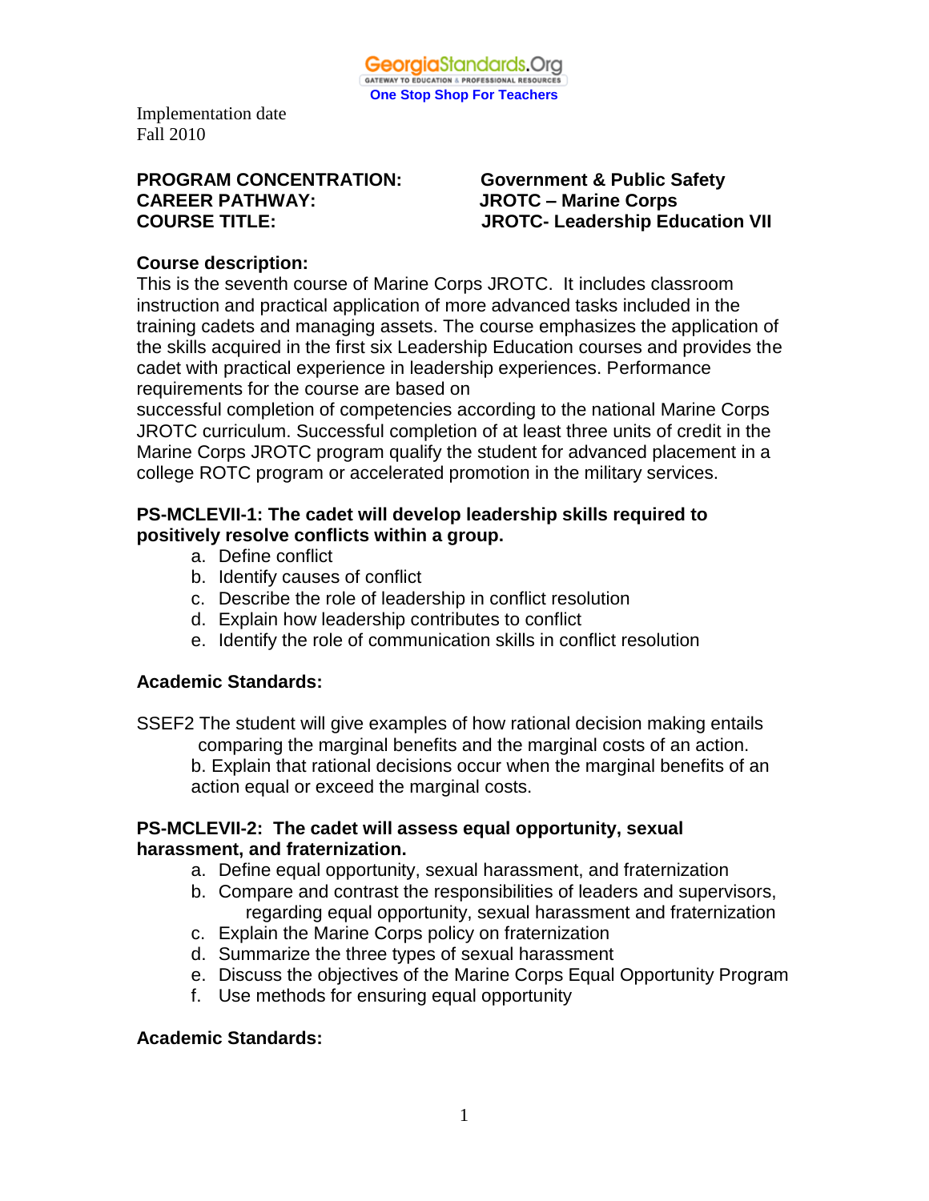Implementation date
Fall 2010

**PROGRAM CONCENTRATION:** **Government & Public Safety**
**CAREER PATHWAY:** **JROTC – Marine Corps**
**COURSE TITLE:** **JROTC- Leadership Education VII**

**Course description:**
This is the seventh course of Marine Corps JROTC. It includes classroom instruction and practical application of more advanced tasks included in the training cadets and managing assets. The course emphasizes the application of the skills acquired in the first six Leadership Education courses and provides the cadet with practical experience in leadership experiences. Performance requirements for the course are based on successful completion of competencies according to the national Marine Corps JROTC curriculum. Successful completion of at least three units of credit in the Marine Corps JROTC program qualify the student for advanced placement in a college ROTC program or accelerated promotion in the military services.

**PS-MCLEVII-1: The cadet will develop leadership skills required to positively resolve conflicts within a group.**

a. Define conflict
b. Identify causes of conflict
c. Describe the role of leadership in conflict resolution
d. Explain how leadership contributes to conflict
e. Identify the role of communication skills in conflict resolution

**Academic Standards:**

SSEF2 The student will give examples of how rational decision making entails comparing the marginal benefits and the marginal costs of an action.

b. Explain that rational decisions occur when the marginal benefits of an action equal or exceed the marginal costs.

**PS-MCLEVII-2: The cadet will assess equal opportunity, sexual harassment, and fraternization.**

a. Define equal opportunity, sexual harassment, and fraternization
b. Compare and contrast the responsibilities of leaders and supervisors, regarding equal opportunity, sexual harassment and fraternization
c. Explain the Marine Corps policy on fraternization
d. Summarize the three types of sexual harassment
e. Discuss the objectives of the Marine Corps Equal Opportunity Program
f. Use methods for ensuring equal opportunity

**Academic Standards:**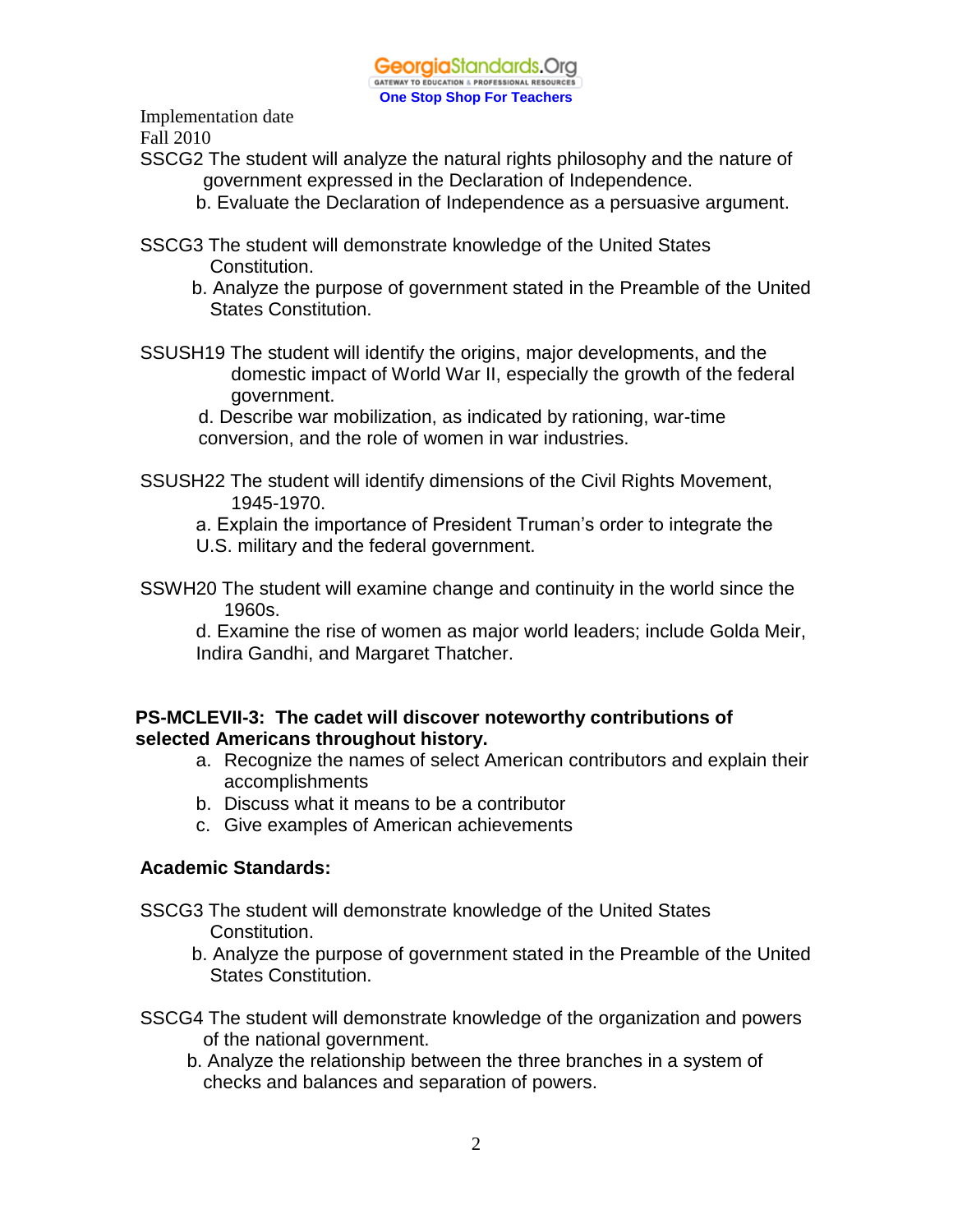Implementation date
Fall 2010

SSCG2 The student will analyze the natural rights philosophy and the nature of government expressed in the Declaration of Independence.

b. Evaluate the Declaration of Independence as a persuasive argument.

SSCG3 The student will demonstrate knowledge of the United States Constitution.

b. Analyze the purpose of government stated in the Preamble of the United States Constitution.

SSUSH19 The student will identify the origins, major developments, and the domestic impact of World War II, especially the growth of the federal government.

d. Describe war mobilization, as indicated by rationing, war-time conversion, and the role of women in war industries.

SSUSH22 The student will identify dimensions of the Civil Rights Movement, 1945-1970.

a. Explain the importance of President Truman's order to integrate the U.S. military and the federal government.

SSWH20 The student will examine change and continuity in the world since the 1960s.

d. Examine the rise of women as major world leaders; include Golda Meir, Indira Gandhi, and Margaret Thatcher.

**PS-MCLEVII-3: The cadet will discover noteworthy contributions of selected Americans throughout history.**

a. Recognize the names of select American contributors and explain their accomplishments
b. Discuss what it means to be a contributor
c. Give examples of American achievements

**Academic Standards:**

SSCG3 The student will demonstrate knowledge of the United States Constitution.

b. Analyze the purpose of government stated in the Preamble of the United States Constitution.

SSCG4 The student will demonstrate knowledge of the organization and powers of the national government.

b. Analyze the relationship between the three branches in a system of checks and balances and separation of powers.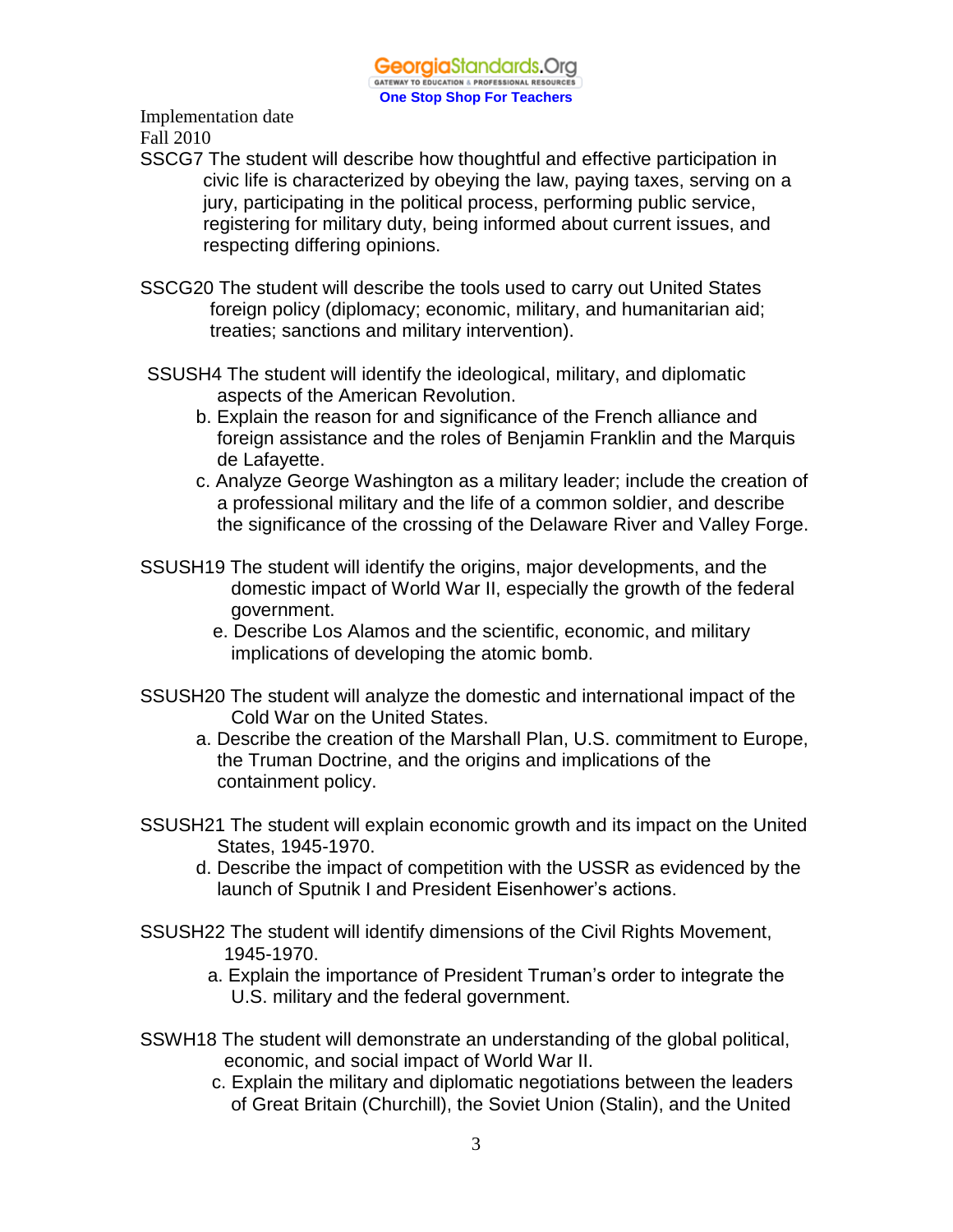Implementation date
Fall 2010

SSCG7 The student will describe how thoughtful and effective participation in civic life is characterized by obeying the law, paying taxes, serving on a jury, participating in the political process, performing public service, registering for military duty, being informed about current issues, and respecting differing opinions.

SSCG20 The student will describe the tools used to carry out United States foreign policy (diplomacy; economic, military, and humanitarian aid; treaties; sanctions and military intervention).

SSUSH4 The student will identify the ideological, military, and diplomatic aspects of the American Revolution.

b. Explain the reason for and significance of the French alliance and foreign assistance and the roles of Benjamin Franklin and the Marquis de Lafayette.
c. Analyze George Washington as a military leader; include the creation of a professional military and the life of a common soldier, and describe the significance of the crossing of the Delaware River and Valley Forge.

SSUSH19 The student will identify the origins, major developments, and the domestic impact of World War II, especially the growth of the federal government.

e. Describe Los Alamos and the scientific, economic, and military implications of developing the atomic bomb.

SSUSH20 The student will analyze the domestic and international impact of the Cold War on the United States.

a. Describe the creation of the Marshall Plan, U.S. commitment to Europe, the Truman Doctrine, and the origins and implications of the containment policy.

SSUSH21 The student will explain economic growth and its impact on the United States, 1945-1970.

d. Describe the impact of competition with the USSR as evidenced by the launch of Sputnik I and President Eisenhower's actions.

SSUSH22 The student will identify dimensions of the Civil Rights Movement, 1945-1970.

a. Explain the importance of President Truman's order to integrate the U.S. military and the federal government.

SSWH18 The student will demonstrate an understanding of the global political, economic, and social impact of World War II.

c. Explain the military and diplomatic negotiations between the leaders of Great Britain (Churchill), the Soviet Union (Stalin), and the United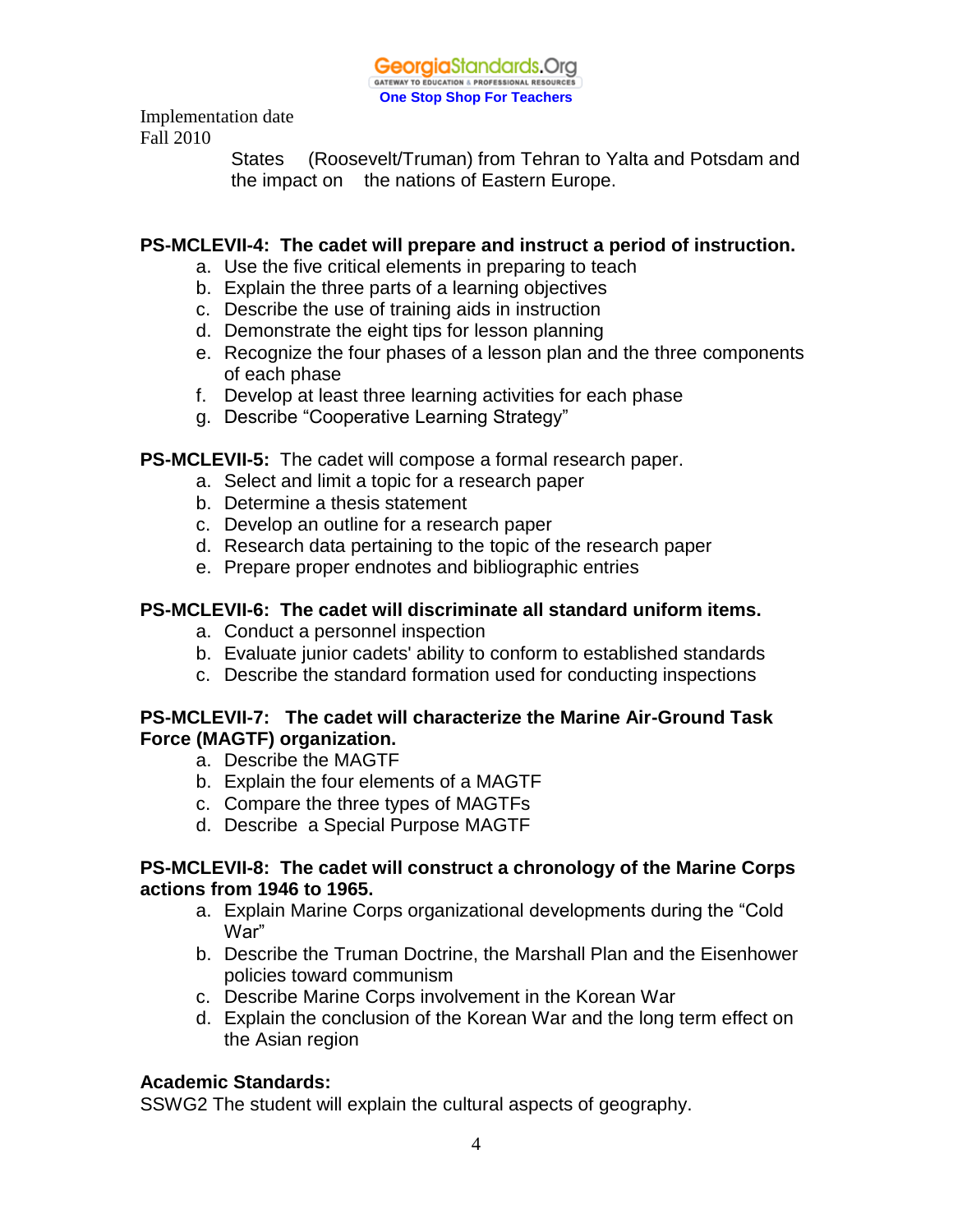States (Roosevelt/Truman) from Tehran to Yalta and Potsdam and the impact on the nations of Eastern Europe.

**PS-MCLEVII-4: The cadet will prepare and instruct a period of instruction.**

a. Use the five critical elements in preparing to teach
b. Explain the three parts of a learning objectives
c. Describe the use of training aids in instruction
d. Demonstrate the eight tips for lesson planning
e. Recognize the four phases of a lesson plan and the three components of each phase
f. Develop at least three learning activities for each phase
g. Describe "Cooperative Learning Strategy"

**PS-MCLEVII-5:** The cadet will compose a formal research paper.

a. Select and limit a topic for a research paper
b. Determine a thesis statement
c. Develop an outline for a research paper
d. Research data pertaining to the topic of the research paper
e. Prepare proper endnotes and bibliographic entries

**PS-MCLEVII-6: The cadet will discriminate all standard uniform items.**

a. Conduct a personnel inspection
b. Evaluate junior cadets' ability to conform to established standards
c. Describe the standard formation used for conducting inspections

**PS-MCLEVII-7: The cadet will characterize the Marine Air-Ground Task Force (MAGTF) organization.**

a. Describe the MAGTF
b. Explain the four elements of a MAGTF
c. Compare the three types of MAGTFs
d. Describe a Special Purpose MAGTF

**PS-MCLEVII-8: The cadet will construct a chronology of the Marine Corps actions from 1946 to 1965.**

a. Explain Marine Corps organizational developments during the "Cold War"
b. Describe the Truman Doctrine, the Marshall Plan and the Eisenhower policies toward communism
c. Describe Marine Corps involvement in the Korean War
d. Explain the conclusion of the Korean War and the long term effect on the Asian region

**Academic Standards:**

SSWG2 The student will explain the cultural aspects of geography.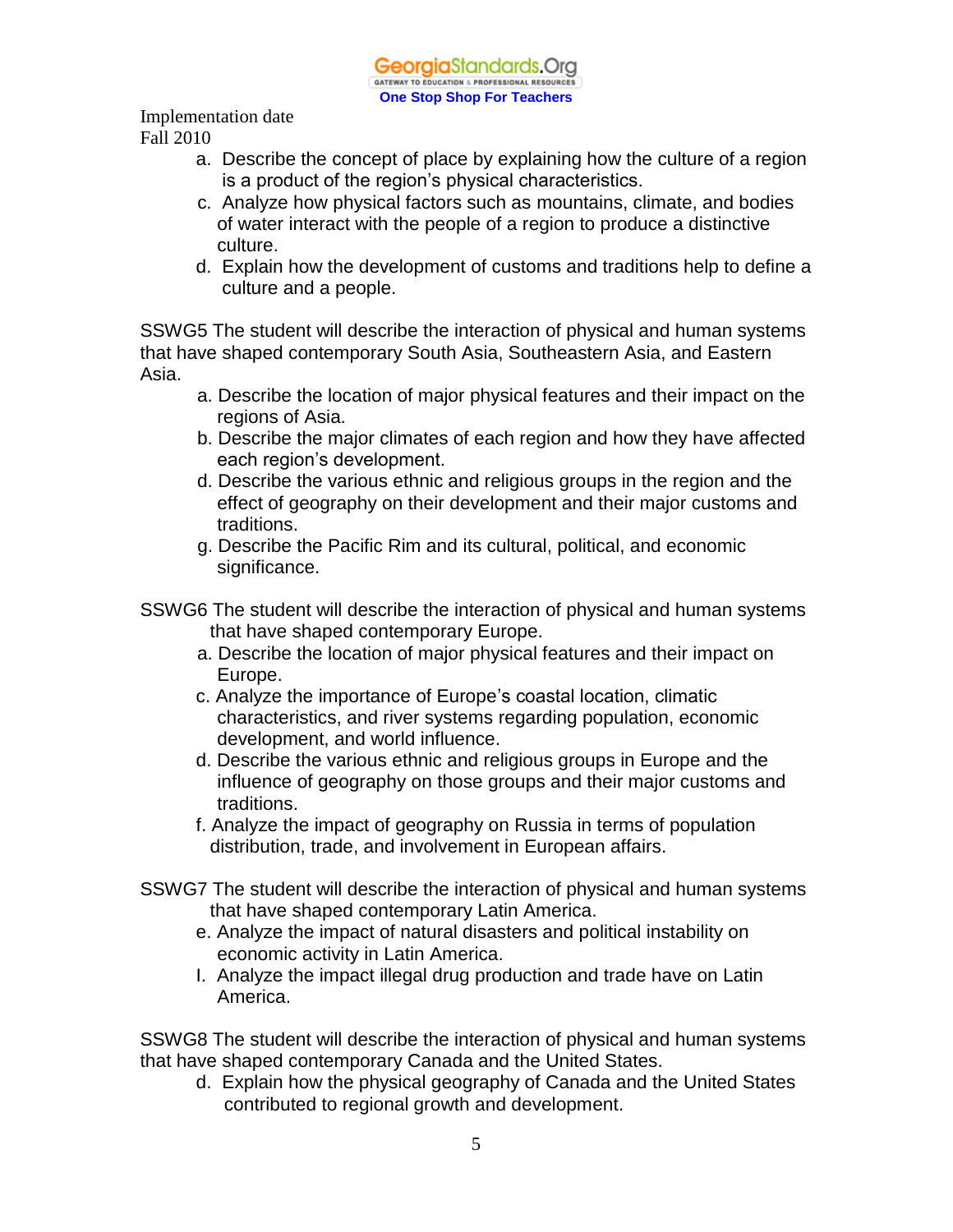Implementation date
Fall 2010

a. Describe the concept of place by explaining how the culture of a region is a product of the region's physical characteristics.
c. Analyze how physical factors such as mountains, climate, and bodies of water interact with the people of a region to produce a distinctive culture.
d. Explain how the development of customs and traditions help to define a culture and a people.

SSWG5 The student will describe the interaction of physical and human systems that have shaped contemporary South Asia, Southeastern Asia, and Eastern Asia.

a. Describe the location of major physical features and their impact on the regions of Asia.
b. Describe the major climates of each region and how they have affected each region's development.
d. Describe the various ethnic and religious groups in the region and the effect of geography on their development and their major customs and traditions.
g. Describe the Pacific Rim and its cultural, political, and economic significance.

SSWG6 The student will describe the interaction of physical and human systems that have shaped contemporary Europe.

a. Describe the location of major physical features and their impact on Europe.
c. Analyze the importance of Europe's coastal location, climatic characteristics, and river systems regarding population, economic development, and world influence.
d. Describe the various ethnic and religious groups in Europe and the influence of geography on those groups and their major customs and traditions.
f. Analyze the impact of geography on Russia in terms of population distribution, trade, and involvement in European affairs.

SSWG7 The student will describe the interaction of physical and human systems that have shaped contemporary Latin America.

e. Analyze the impact of natural disasters and political instability on economic activity in Latin America.
l. Analyze the impact illegal drug production and trade have on Latin America.

SSWG8 The student will describe the interaction of physical and human systems that have shaped contemporary Canada and the United States.

d. Explain how the physical geography of Canada and the United States contributed to regional growth and development.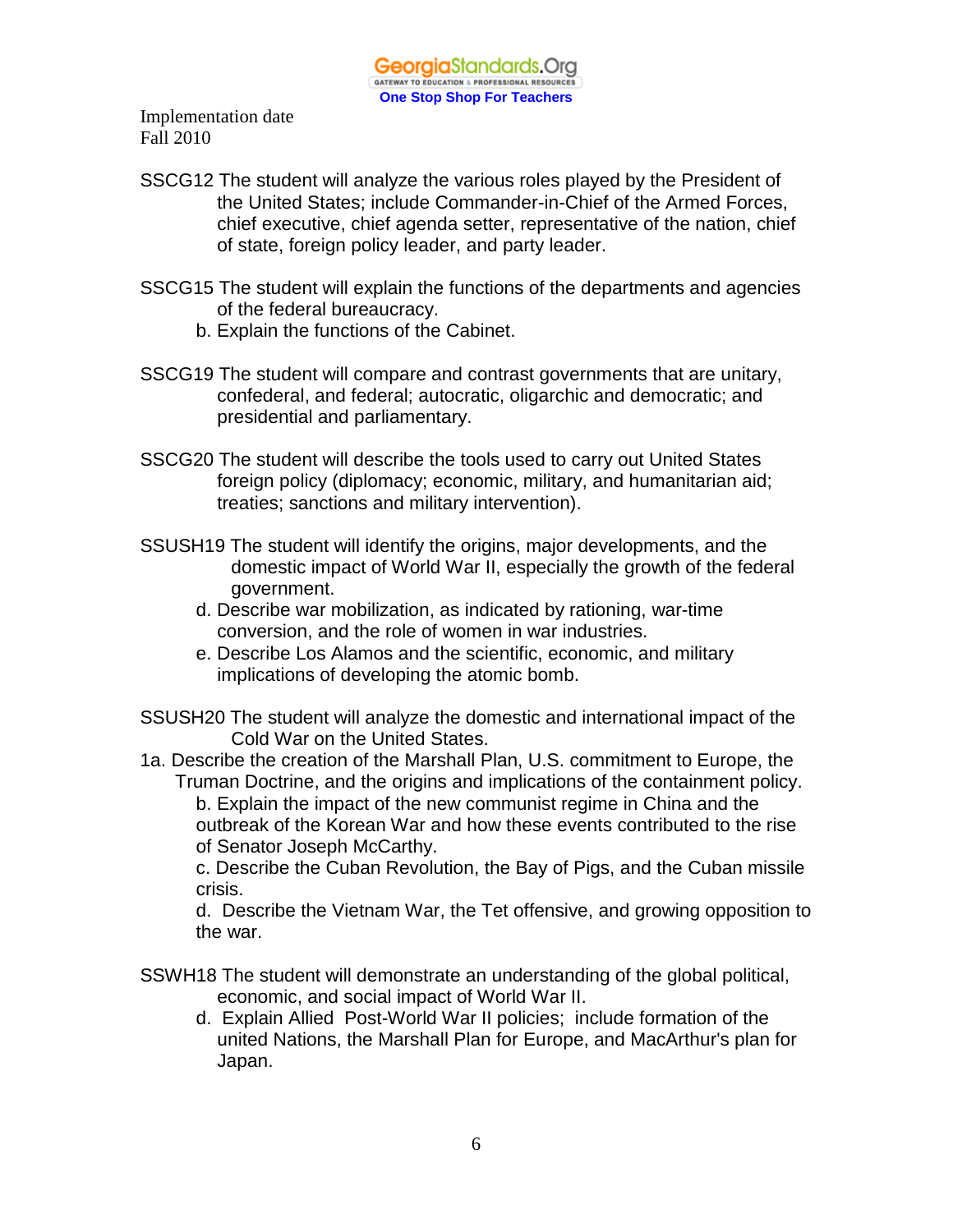Implementation date
Fall 2010

SSCG12 The student will analyze the various roles played by the President of the United States; include Commander-in-Chief of the Armed Forces, chief executive, chief agenda setter, representative of the nation, chief of state, foreign policy leader, and party leader.

SSCG15 The student will explain the functions of the departments and agencies of the federal bureaucracy.

b. Explain the functions of the Cabinet.

SSCG19 The student will compare and contrast governments that are unitary, confederal, and federal; autocratic, oligarchic and democratic; and presidential and parliamentary.

SSCG20 The student will describe the tools used to carry out United States foreign policy (diplomacy; economic, military, and humanitarian aid; treaties; sanctions and military intervention).

SSUSH19 The student will identify the origins, major developments, and the domestic impact of World War II, especially the growth of the federal government.

d. Describe war mobilization, as indicated by rationing, war-time conversion, and the role of women in war industries.

e. Describe Los Alamos and the scientific, economic, and military implications of developing the atomic bomb.

SSUSH20 The student will analyze the domestic and international impact of the Cold War on the United States.

1a. Describe the creation of the Marshall Plan, U.S. commitment to Europe, the Truman Doctrine, and the origins and implications of the containment policy.

b. Explain the impact of the new communist regime in China and the outbreak of the Korean War and how these events contributed to the rise of Senator Joseph McCarthy.

c. Describe the Cuban Revolution, the Bay of Pigs, and the Cuban missile crisis.

d. Describe the Vietnam War, the Tet offensive, and growing opposition to the war.

SSWH18 The student will demonstrate an understanding of the global political, economic, and social impact of World War II.

d. Explain Allied Post-World War II policies; include formation of the united Nations, the Marshall Plan for Europe, and MacArthur's plan for Japan.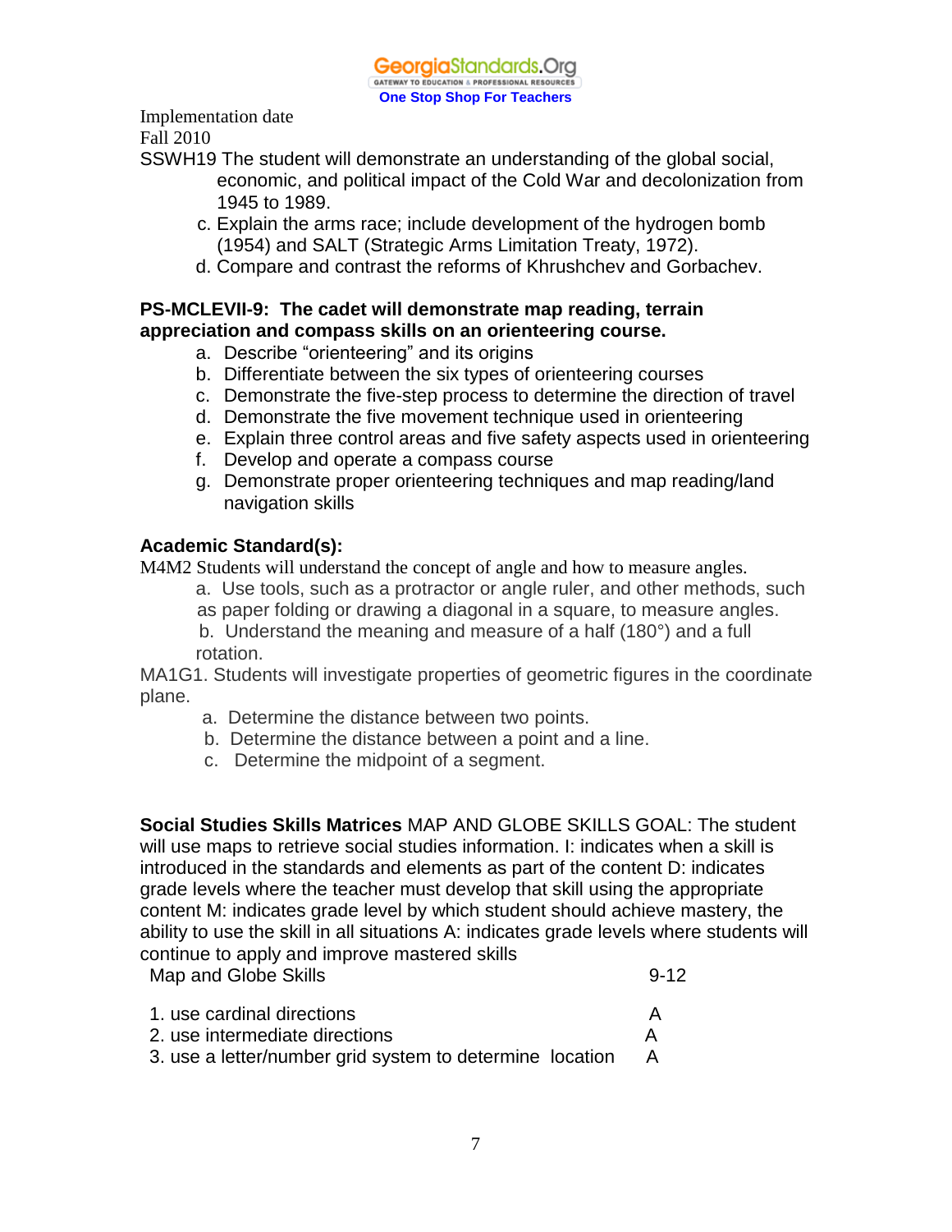Implementation date
Fall 2010

SSWH19 The student will demonstrate an understanding of the global social, economic, and political impact of the Cold War and decolonization from 1945 to 1989.

c. Explain the arms race; include development of the hydrogen bomb (1954) and SALT (Strategic Arms Limitation Treaty, 1972).

d. Compare and contrast the reforms of Khrushchev and Gorbachev.

**PS-MCLEVII-9: The cadet will demonstrate map reading, terrain appreciation and compass skills on an orienteering course.**

a. Describe "orienteering" and its origins
b. Differentiate between the six types of orienteering courses
c. Demonstrate the five-step process to determine the direction of travel
d. Demonstrate the five movement technique used in orienteering
e. Explain three control areas and five safety aspects used in orienteering
f. Develop and operate a compass course
g. Demonstrate proper orienteering techniques and map reading/land navigation skills

**Academic Standard(s):**

M4M2 Students will understand the concept of angle and how to measure angles.

a. Use tools, such as a protractor or angle ruler, and other methods, such as paper folding or drawing a diagonal in a square, to measure angles.

b. Understand the meaning and measure of a half (180°) and a full rotation.

MA1G1. Students will investigate properties of geometric figures in the coordinate plane.

a. Determine the distance between two points.
b. Determine the distance between a point and a line.
c. Determine the midpoint of a segment.

**Social Studies Skills Matrices** MAP AND GLOBE SKILLS GOAL: The student will use maps to retrieve social studies information. I: indicates when a skill is introduced in the standards and elements as part of the content D: indicates grade levels where the teacher must develop that skill using the appropriate content M: indicates grade level by which student should achieve mastery, the ability to use the skill in all situations A: indicates grade levels where students will continue to apply and improve mastered skills

| Map and Globe Skills | 9-12 |
|---|---|
| 1. use cardinal directions | A |
| 2. use intermediate directions | A |
| 3. use a letter/number grid system to determine location | A |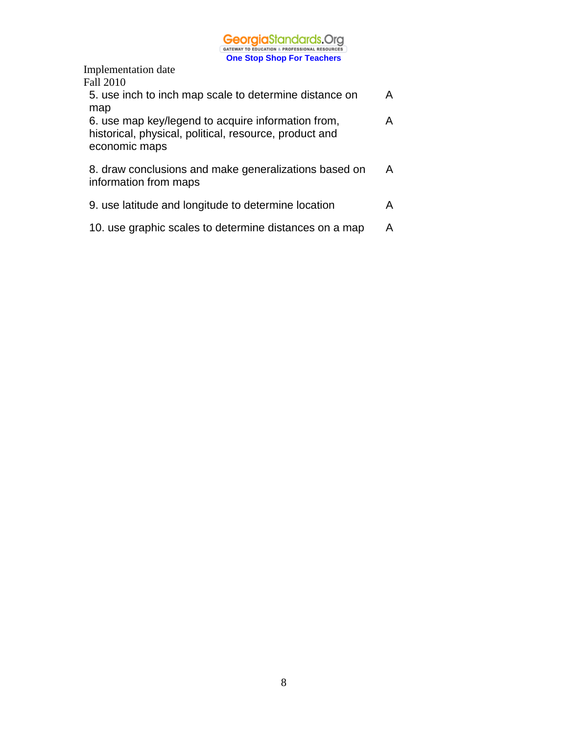Implementation date
Fall 2010

| | |
|---|---|
| 5. use inch to inch map scale to determine distance on map | A |
| 6. use map key/legend to acquire information from, historical, physical, political, resource, product and economic maps | A |
| 8. draw conclusions and make generalizations based on information from maps | A |
| 9. use latitude and longitude to determine location | A |
| 10. use graphic scales to determine distances on a map | A |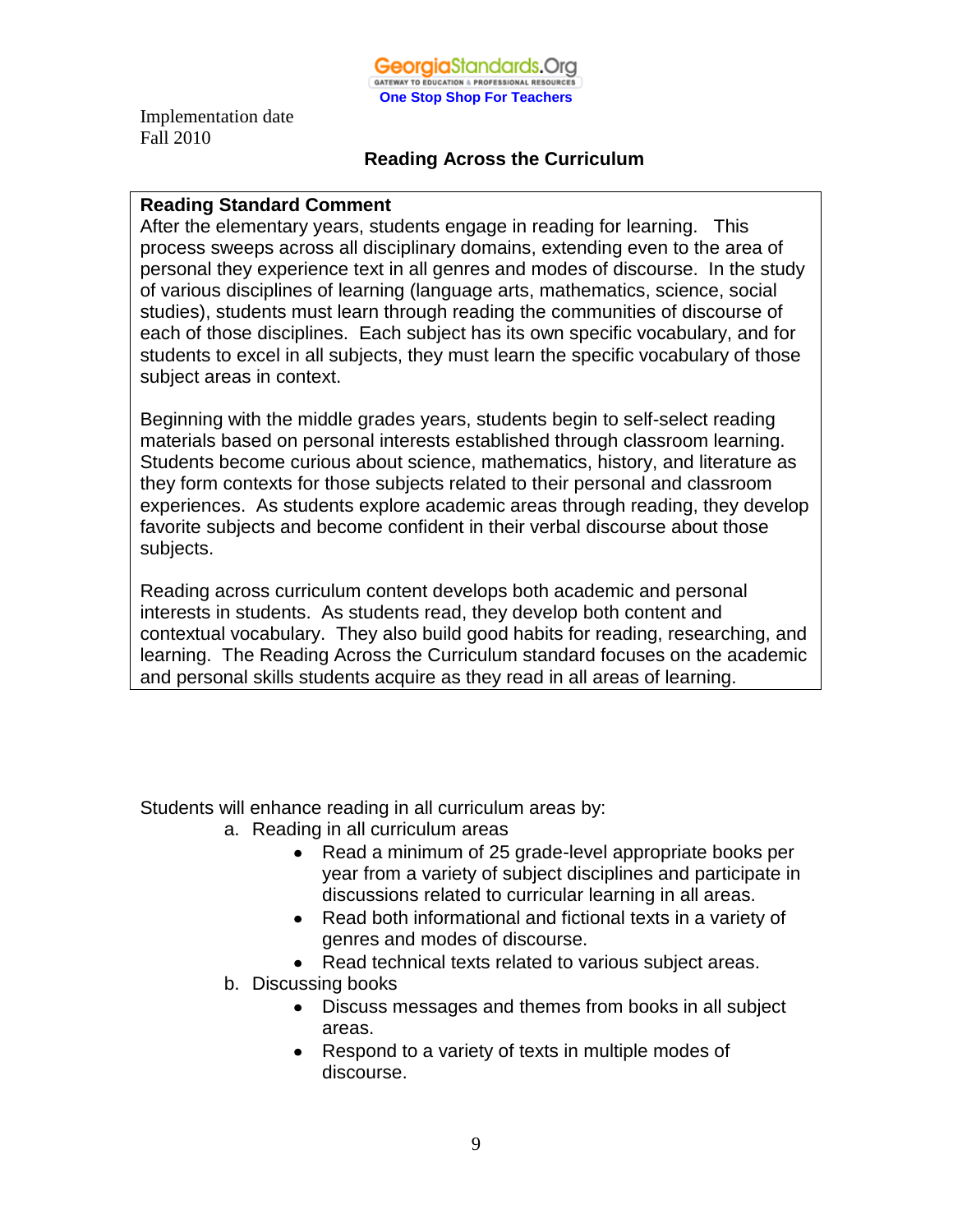GeorgiaStandards.Org
GATEWAY TO EDUCATION & PROFESSIONAL RESOURCES
**One Stop Shop For Teachers**

Implementation date
Fall 2010

## Reading Across the Curriculum

**Reading Standard Comment**
After the elementary years, students engage in reading for learning. This process sweeps across all disciplinary domains, extending even to the area of personal they experience text in all genres and modes of discourse. In the study of various disciplines of learning (language arts, mathematics, science, social studies), students must learn through reading the communities of discourse of each of those disciplines. Each subject has its own specific vocabulary, and for students to excel in all subjects, they must learn the specific vocabulary of those subject areas in context.

Beginning with the middle grades years, students begin to self-select reading materials based on personal interests established through classroom learning. Students become curious about science, mathematics, history, and literature as they form contexts for those subjects related to their personal and classroom experiences. As students explore academic areas through reading, they develop favorite subjects and become confident in their verbal discourse about those subjects.

Reading across curriculum content develops both academic and personal interests in students. As students read, they develop both content and contextual vocabulary. They also build good habits for reading, researching, and learning. The Reading Across the Curriculum standard focuses on the academic and personal skills students acquire as they read in all areas of learning.

Students will enhance reading in all curriculum areas by:

a. Reading in all curriculum areas
   - Read a minimum of 25 grade-level appropriate books per year from a variety of subject disciplines and participate in discussions related to curricular learning in all areas.
   - Read both informational and fictional texts in a variety of genres and modes of discourse.
   - Read technical texts related to various subject areas.

b. Discussing books
   - Discuss messages and themes from books in all subject areas.
   - Respond to a variety of texts in multiple modes of discourse.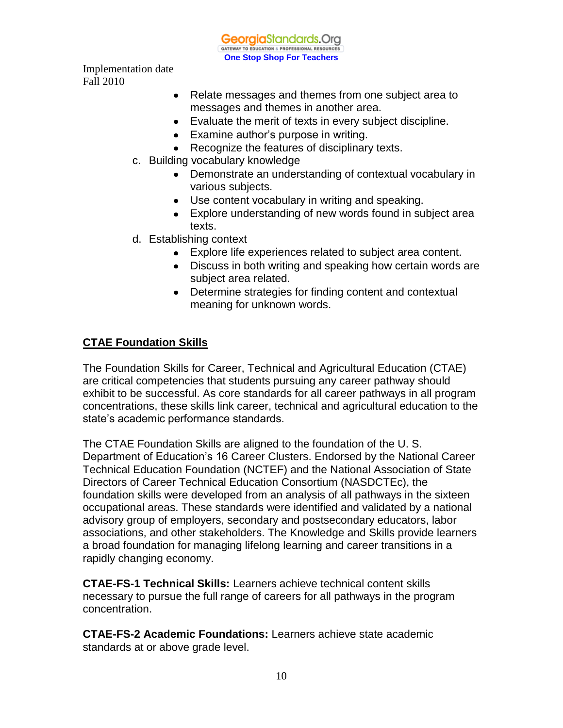- Relate messages and themes from one subject area to messages and themes in another area.
- Evaluate the merit of texts in every subject discipline.
- Examine author's purpose in writing.
- Recognize the features of disciplinary texts.

c. Building vocabulary knowledge
   - Demonstrate an understanding of contextual vocabulary in various subjects.
   - Use content vocabulary in writing and speaking.
   - Explore understanding of new words found in subject area texts.

d. Establishing context
   - Explore life experiences related to subject area content.
   - Discuss in both writing and speaking how certain words are subject area related.
   - Determine strategies for finding content and contextual meaning for unknown words.

## CTAE Foundation Skills

The Foundation Skills for Career, Technical and Agricultural Education (CTAE) are critical competencies that students pursuing any career pathway should exhibit to be successful. As core standards for all career pathways in all program concentrations, these skills link career, technical and agricultural education to the state's academic performance standards.

The CTAE Foundation Skills are aligned to the foundation of the U. S. Department of Education's 16 Career Clusters. Endorsed by the National Career Technical Education Foundation (NCTEF) and the National Association of State Directors of Career Technical Education Consortium (NASDCTEc), the foundation skills were developed from an analysis of all pathways in the sixteen occupational areas. These standards were identified and validated by a national advisory group of employers, secondary and postsecondary educators, labor associations, and other stakeholders. The Knowledge and Skills provide learners a broad foundation for managing lifelong learning and career transitions in a rapidly changing economy.

**CTAE-FS-1 Technical Skills:** Learners achieve technical content skills necessary to pursue the full range of careers for all pathways in the program concentration.

**CTAE-FS-2 Academic Foundations:** Learners achieve state academic standards at or above grade level.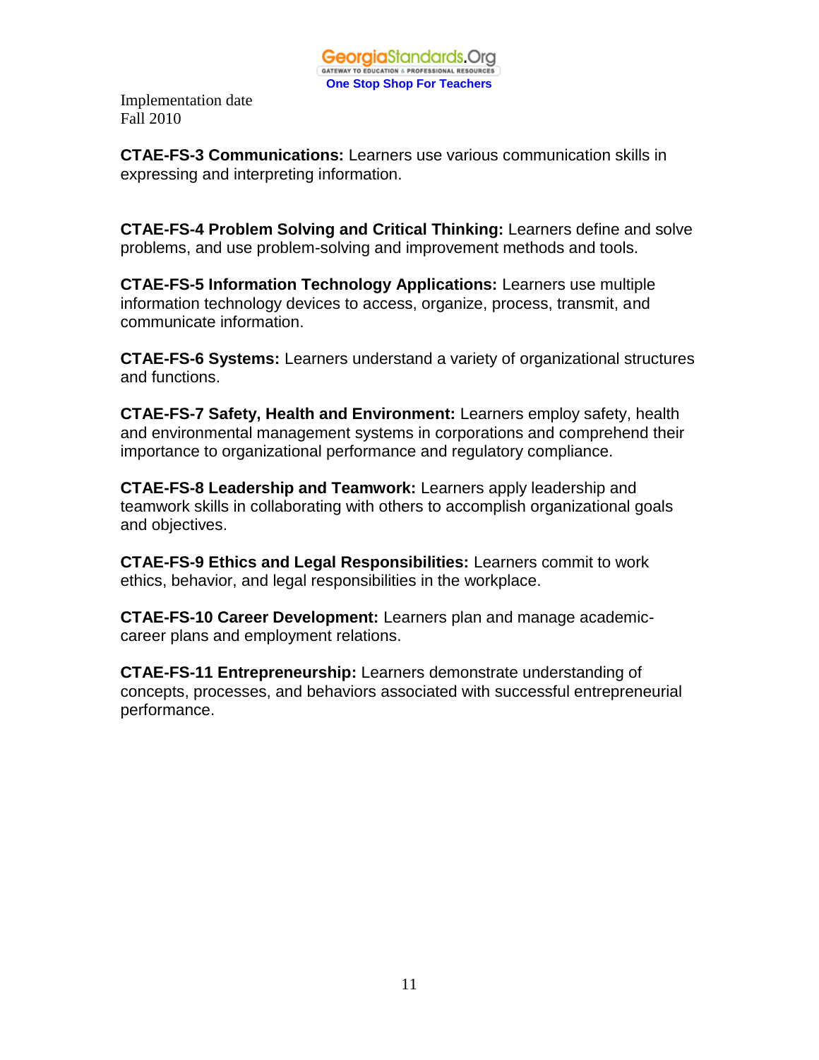Implementation date
Fall 2010

**CTAE-FS-3 Communications:** Learners use various communication skills in expressing and interpreting information.

**CTAE-FS-4 Problem Solving and Critical Thinking:** Learners define and solve problems, and use problem-solving and improvement methods and tools.

**CTAE-FS-5 Information Technology Applications:** Learners use multiple information technology devices to access, organize, process, transmit, and communicate information.

**CTAE-FS-6 Systems:** Learners understand a variety of organizational structures and functions.

**CTAE-FS-7 Safety, Health and Environment:** Learners employ safety, health and environmental management systems in corporations and comprehend their importance to organizational performance and regulatory compliance.

**CTAE-FS-8 Leadership and Teamwork:** Learners apply leadership and teamwork skills in collaborating with others to accomplish organizational goals and objectives.

**CTAE-FS-9 Ethics and Legal Responsibilities:** Learners commit to work ethics, behavior, and legal responsibilities in the workplace.

**CTAE-FS-10 Career Development:** Learners plan and manage academic-career plans and employment relations.

**CTAE-FS-11 Entrepreneurship:** Learners demonstrate understanding of concepts, processes, and behaviors associated with successful entrepreneurial performance.